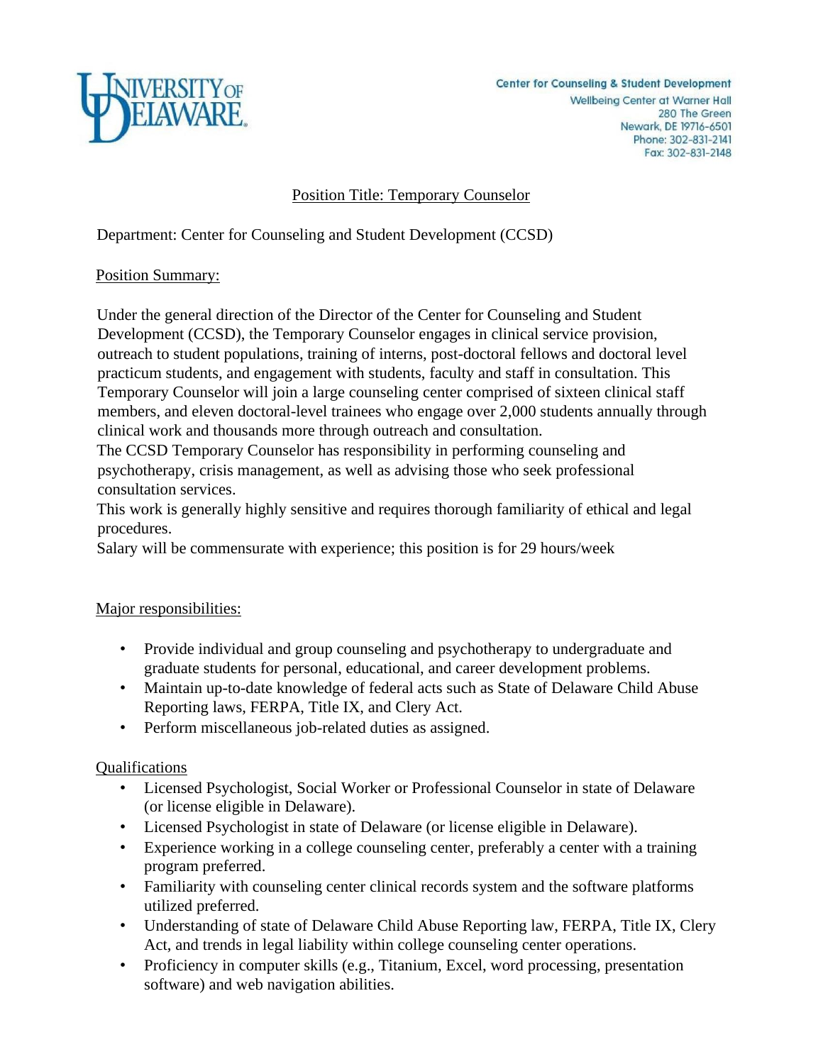University of Delaware

Center for Counseling & Student Development
Wellbeing Center at Warner Hall
280 The Green
Newark, DE 19716-6501
Phone: 302-831-2141
Fax: 302-831-2148

# Position Title: Temporary Counselor

Department: Center for Counseling and Student Development (CCSD)

## Position Summary:

Under the general direction of the Director of the Center for Counseling and Student Development (CCSD), the Temporary Counselor engages in clinical service provision, outreach to student populations, training of interns, post-doctoral fellows and doctoral level practicum students, and engagement with students, faculty and staff in consultation. This Temporary Counselor will join a large counseling center comprised of sixteen clinical staff members, and eleven doctoral-level trainees who engage over 2,000 students annually through clinical work and thousands more through outreach and consultation.

The CCSD Temporary Counselor has responsibility in performing counseling and psychotherapy, crisis management, as well as advising those who seek professional consultation services.

This work is generally highly sensitive and requires thorough familiarity of ethical and legal procedures.

Salary will be commensurate with experience; this position is for 29 hours/week

## Major responsibilities:

- Provide individual and group counseling and psychotherapy to undergraduate and graduate students for personal, educational, and career development problems.
- Maintain up-to-date knowledge of federal acts such as State of Delaware Child Abuse Reporting laws, FERPA, Title IX, and Clery Act.
- Perform miscellaneous job-related duties as assigned.

## Qualifications

- Licensed Psychologist, Social Worker or Professional Counselor in state of Delaware (or license eligible in Delaware).
- Licensed Psychologist in state of Delaware (or license eligible in Delaware).
- Experience working in a college counseling center, preferably a center with a training program preferred.
- Familiarity with counseling center clinical records system and the software platforms utilized preferred.
- Understanding of state of Delaware Child Abuse Reporting law, FERPA, Title IX, Clery Act, and trends in legal liability within college counseling center operations.
- Proficiency in computer skills (e.g., Titanium, Excel, word processing, presentation software) and web navigation abilities.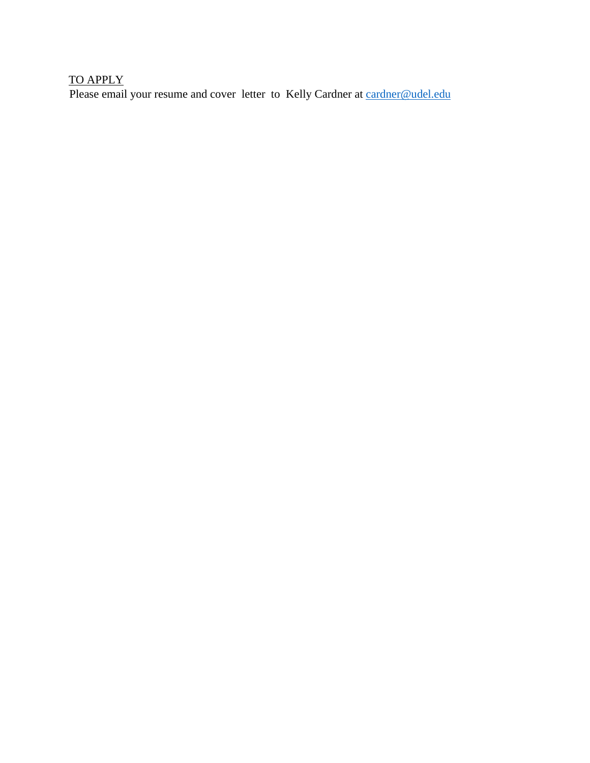TO APPLY

Please email your resume and cover letter to Kelly Cardner at cardner@udel.edu